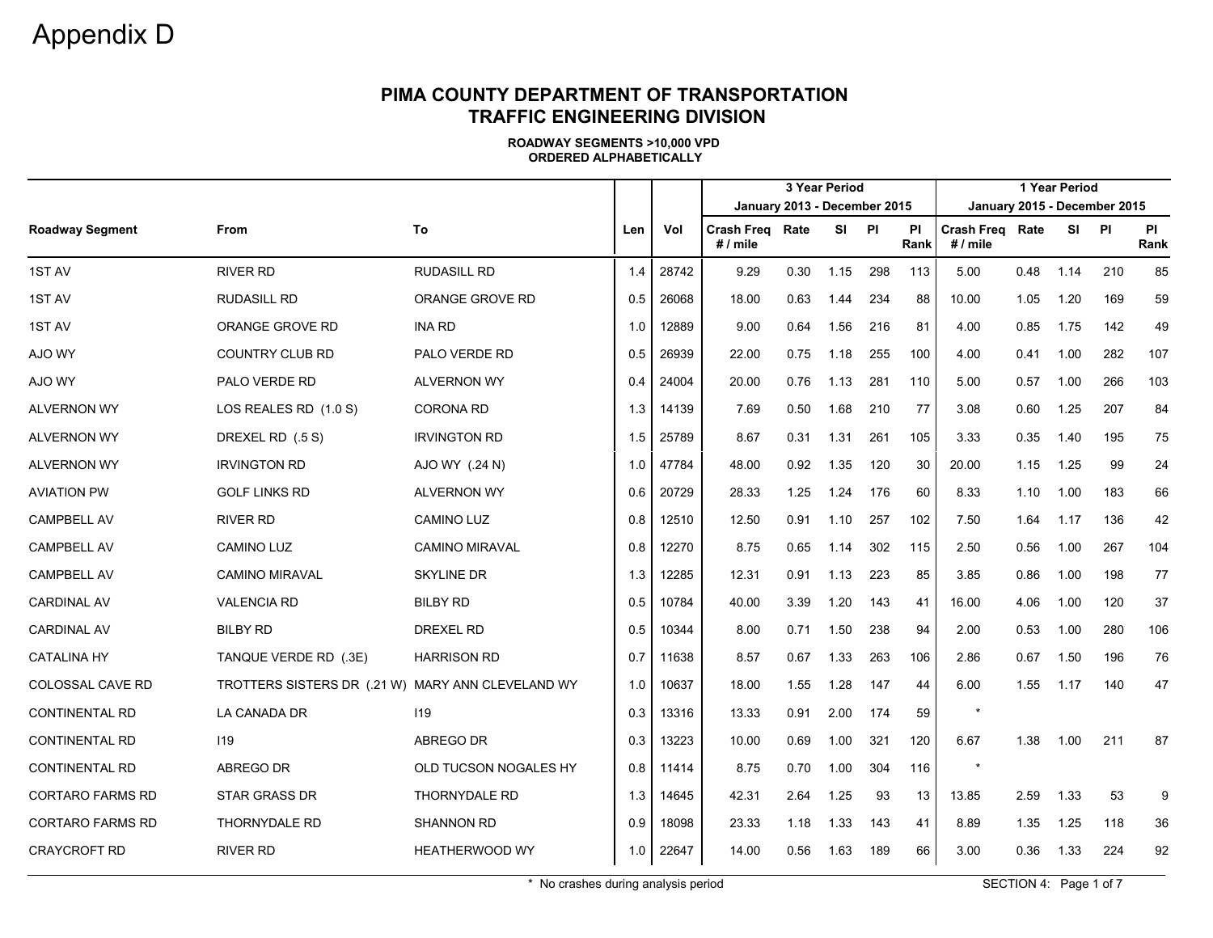# Appendix D

## PIMA COUNTY DEPARTMENT OF TRANSPORTATION
## TRAFFIC ENGINEERING DIVISION

**ROADWAY SEGMENTS >10,000 VPD**
**ORDERED ALPHABETICALLY**

| | | | | | 3 Year Period January 2013 - December 2015 | | | | | 1 Year Period January 2015 - December 2015 | | | | |
|---|---|---|---|---|---|---|---|---|---|---|---|---|---|---|
| **Roadway Segment** | **From** | **To** | **Len** | **Vol** | **Crash Freq # / mile** | **Rate** | **SI** | **PI** | **PI Rank** | **Crash Freq # / mile** | **Rate** | **SI** | **PI** | **PI Rank** |
| 1ST AV | RIVER RD | RUDASILL RD | 1.4 | 28742 | 9.29 | 0.30 | 1.15 | 298 | 113 | 5.00 | 0.48 | 1.14 | 210 | 85 |
| 1ST AV | RUDASILL RD | ORANGE GROVE RD | 0.5 | 26068 | 18.00 | 0.63 | 1.44 | 234 | 88 | 10.00 | 1.05 | 1.20 | 169 | 59 |
| 1ST AV | ORANGE GROVE RD | INA RD | 1.0 | 12889 | 9.00 | 0.64 | 1.56 | 216 | 81 | 4.00 | 0.85 | 1.75 | 142 | 49 |
| AJO WY | COUNTRY CLUB RD | PALO VERDE RD | 0.5 | 26939 | 22.00 | 0.75 | 1.18 | 255 | 100 | 4.00 | 0.41 | 1.00 | 282 | 107 |
| AJO WY | PALO VERDE RD | ALVERNON WY | 0.4 | 24004 | 20.00 | 0.76 | 1.13 | 281 | 110 | 5.00 | 0.57 | 1.00 | 266 | 103 |
| ALVERNON WY | LOS REALES RD (1.0 S) | CORONA RD | 1.3 | 14139 | 7.69 | 0.50 | 1.68 | 210 | 77 | 3.08 | 0.60 | 1.25 | 207 | 84 |
| ALVERNON WY | DREXEL RD (.5 S) | IRVINGTON RD | 1.5 | 25789 | 8.67 | 0.31 | 1.31 | 261 | 105 | 3.33 | 0.35 | 1.40 | 195 | 75 |
| ALVERNON WY | IRVINGTON RD | AJO WY (.24 N) | 1.0 | 47784 | 48.00 | 0.92 | 1.35 | 120 | 30 | 20.00 | 1.15 | 1.25 | 99 | 24 |
| AVIATION PW | GOLF LINKS RD | ALVERNON WY | 0.6 | 20729 | 28.33 | 1.25 | 1.24 | 176 | 60 | 8.33 | 1.10 | 1.00 | 183 | 66 |
| CAMPBELL AV | RIVER RD | CAMINO LUZ | 0.8 | 12510 | 12.50 | 0.91 | 1.10 | 257 | 102 | 7.50 | 1.64 | 1.17 | 136 | 42 |
| CAMPBELL AV | CAMINO LUZ | CAMINO MIRAVAL | 0.8 | 12270 | 8.75 | 0.65 | 1.14 | 302 | 115 | 2.50 | 0.56 | 1.00 | 267 | 104 |
| CAMPBELL AV | CAMINO MIRAVAL | SKYLINE DR | 1.3 | 12285 | 12.31 | 0.91 | 1.13 | 223 | 85 | 3.85 | 0.86 | 1.00 | 198 | 77 |
| CARDINAL AV | VALENCIA RD | BILBY RD | 0.5 | 10784 | 40.00 | 3.39 | 1.20 | 143 | 41 | 16.00 | 4.06 | 1.00 | 120 | 37 |
| CARDINAL AV | BILBY RD | DREXEL RD | 0.5 | 10344 | 8.00 | 0.71 | 1.50 | 238 | 94 | 2.00 | 0.53 | 1.00 | 280 | 106 |
| CATALINA HY | TANQUE VERDE RD (.3E) | HARRISON RD | 0.7 | 11638 | 8.57 | 0.67 | 1.33 | 263 | 106 | 2.86 | 0.67 | 1.50 | 196 | 76 |
| COLOSSAL CAVE RD | TROTTERS SISTERS DR (.21 W) | MARY ANN CLEVELAND WY | 1.0 | 10637 | 18.00 | 1.55 | 1.28 | 147 | 44 | 6.00 | 1.55 | 1.17 | 140 | 47 |
| CONTINENTAL RD | LA CANADA DR | I19 | 0.3 | 13316 | 13.33 | 0.91 | 2.00 | 174 | 59 | * | | | | |
| CONTINENTAL RD | I19 | ABREGO DR | 0.3 | 13223 | 10.00 | 0.69 | 1.00 | 321 | 120 | 6.67 | 1.38 | 1.00 | 211 | 87 |
| CONTINENTAL RD | ABREGO DR | OLD TUCSON NOGALES HY | 0.8 | 11414 | 8.75 | 0.70 | 1.00 | 304 | 116 | * | | | | |
| CORTARO FARMS RD | STAR GRASS DR | THORNYDALE RD | 1.3 | 14645 | 42.31 | 2.64 | 1.25 | 93 | 13 | 13.85 | 2.59 | 1.33 | 53 | 9 |
| CORTARO FARMS RD | THORNYDALE RD | SHANNON RD | 0.9 | 18098 | 23.33 | 1.18 | 1.33 | 143 | 41 | 8.89 | 1.35 | 1.25 | 118 | 36 |
| CRAYCROFT RD | RIVER RD | HEATHERWOOD WY | 1.0 | 22647 | 14.00 | 0.56 | 1.63 | 189 | 66 | 3.00 | 0.36 | 1.33 | 224 | 92 |

\* No crashes during analysis period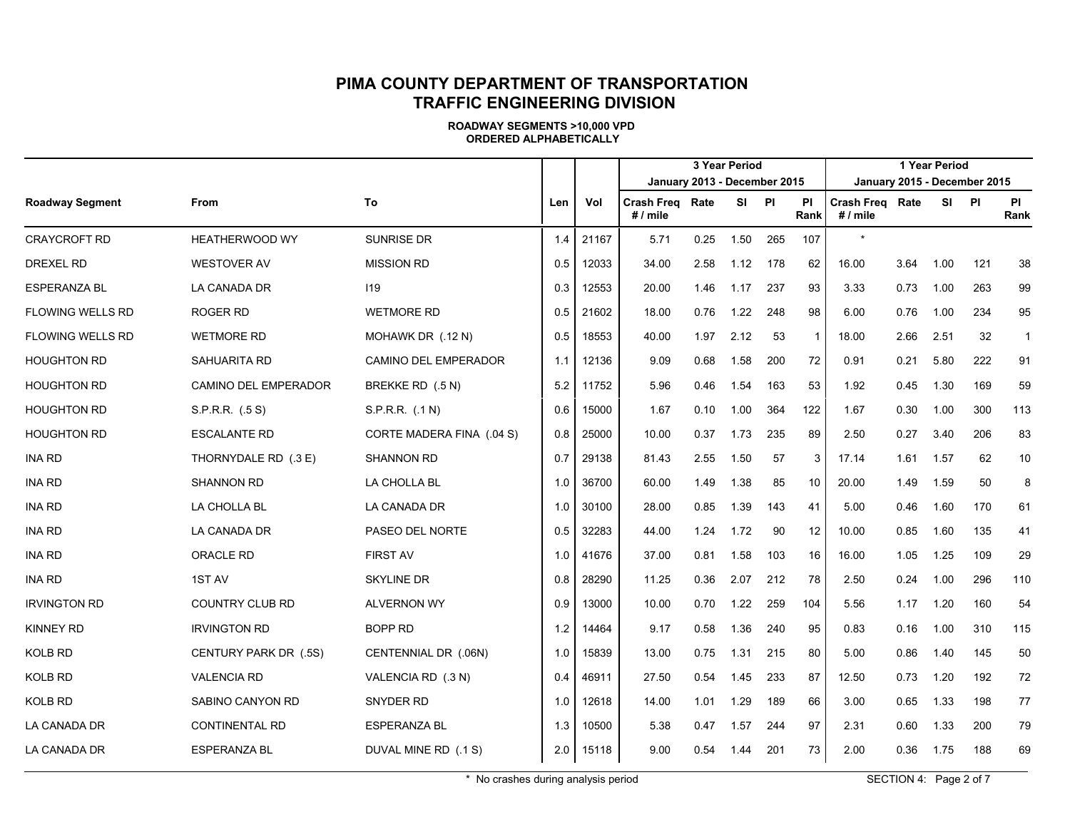# PIMA COUNTY DEPARTMENT OF TRANSPORTATION
# TRAFFIC ENGINEERING DIVISION

**ROADWAY SEGMENTS >10,000 VPD**
**ORDERED ALPHABETICALLY**

| | | | | | 3 Year Period January 2013 - December 2015 | | | | | 1 Year Period January 2015 - December 2015 | | | | |
|---|---|---|---|---|---|---|---|---|---|---|---|---|---|---|
| **Roadway Segment** | **From** | **To** | **Len** | **Vol** | **Crash Freq # / mile** | **Rate** | **SI** | **PI** | **PI Rank** | **Crash Freq # / mile** | **Rate** | **SI** | **PI** | **PI Rank** |
| CRAYCROFT RD | HEATHERWOOD WY | SUNRISE DR | 1.4 | 21167 | 5.71 | 0.25 | 1.50 | 265 | 107 | * | | | | |
| DREXEL RD | WESTOVER AV | MISSION RD | 0.5 | 12033 | 34.00 | 2.58 | 1.12 | 178 | 62 | 16.00 | 3.64 | 1.00 | 121 | 38 |
| ESPERANZA BL | LA CANADA DR | I19 | 0.3 | 12553 | 20.00 | 1.46 | 1.17 | 237 | 93 | 3.33 | 0.73 | 1.00 | 263 | 99 |
| FLOWING WELLS RD | ROGER RD | WETMORE RD | 0.5 | 21602 | 18.00 | 0.76 | 1.22 | 248 | 98 | 6.00 | 0.76 | 1.00 | 234 | 95 |
| FLOWING WELLS RD | WETMORE RD | MOHAWK DR (.12 N) | 0.5 | 18553 | 40.00 | 1.97 | 2.12 | 53 | 1 | 18.00 | 2.66 | 2.51 | 32 | 1 |
| HOUGHTON RD | SAHUARITA RD | CAMINO DEL EMPERADOR | 1.1 | 12136 | 9.09 | 0.68 | 1.58 | 200 | 72 | 0.91 | 0.21 | 5.80 | 222 | 91 |
| HOUGHTON RD | CAMINO DEL EMPERADOR | BREKKE RD (.5 N) | 5.2 | 11752 | 5.96 | 0.46 | 1.54 | 163 | 53 | 1.92 | 0.45 | 1.30 | 169 | 59 |
| HOUGHTON RD | S.P.R.R. (.5 S) | S.P.R.R. (.1 N) | 0.6 | 15000 | 1.67 | 0.10 | 1.00 | 364 | 122 | 1.67 | 0.30 | 1.00 | 300 | 113 |
| HOUGHTON RD | ESCALANTE RD | CORTE MADERA FINA (.04 S) | 0.8 | 25000 | 10.00 | 0.37 | 1.73 | 235 | 89 | 2.50 | 0.27 | 3.40 | 206 | 83 |
| INA RD | THORNYDALE RD (.3 E) | SHANNON RD | 0.7 | 29138 | 81.43 | 2.55 | 1.50 | 57 | 3 | 17.14 | 1.61 | 1.57 | 62 | 10 |
| INA RD | SHANNON RD | LA CHOLLA BL | 1.0 | 36700 | 60.00 | 1.49 | 1.38 | 85 | 10 | 20.00 | 1.49 | 1.59 | 50 | 8 |
| INA RD | LA CHOLLA BL | LA CANADA DR | 1.0 | 30100 | 28.00 | 0.85 | 1.39 | 143 | 41 | 5.00 | 0.46 | 1.60 | 170 | 61 |
| INA RD | LA CANADA DR | PASEO DEL NORTE | 0.5 | 32283 | 44.00 | 1.24 | 1.72 | 90 | 12 | 10.00 | 0.85 | 1.60 | 135 | 41 |
| INA RD | ORACLE RD | FIRST AV | 1.0 | 41676 | 37.00 | 0.81 | 1.58 | 103 | 16 | 16.00 | 1.05 | 1.25 | 109 | 29 |
| INA RD | 1ST AV | SKYLINE DR | 0.8 | 28290 | 11.25 | 0.36 | 2.07 | 212 | 78 | 2.50 | 0.24 | 1.00 | 296 | 110 |
| IRVINGTON RD | COUNTRY CLUB RD | ALVERNON WY | 0.9 | 13000 | 10.00 | 0.70 | 1.22 | 259 | 104 | 5.56 | 1.17 | 1.20 | 160 | 54 |
| KINNEY RD | IRVINGTON RD | BOPP RD | 1.2 | 14464 | 9.17 | 0.58 | 1.36 | 240 | 95 | 0.83 | 0.16 | 1.00 | 310 | 115 |
| KOLB RD | CENTURY PARK DR (.5S) | CENTENNIAL DR (.06N) | 1.0 | 15839 | 13.00 | 0.75 | 1.31 | 215 | 80 | 5.00 | 0.86 | 1.40 | 145 | 50 |
| KOLB RD | VALENCIA RD | VALENCIA RD (.3 N) | 0.4 | 46911 | 27.50 | 0.54 | 1.45 | 233 | 87 | 12.50 | 0.73 | 1.20 | 192 | 72 |
| KOLB RD | SABINO CANYON RD | SNYDER RD | 1.0 | 12618 | 14.00 | 1.01 | 1.29 | 189 | 66 | 3.00 | 0.65 | 1.33 | 198 | 77 |
| LA CANADA DR | CONTINENTAL RD | ESPERANZA BL | 1.3 | 10500 | 5.38 | 0.47 | 1.57 | 244 | 97 | 2.31 | 0.60 | 1.33 | 200 | 79 |
| LA CANADA DR | ESPERANZA BL | DUVAL MINE RD (.1 S) | 2.0 | 15118 | 9.00 | 0.54 | 1.44 | 201 | 73 | 2.00 | 0.36 | 1.75 | 188 | 69 |

\* No crashes during analysis period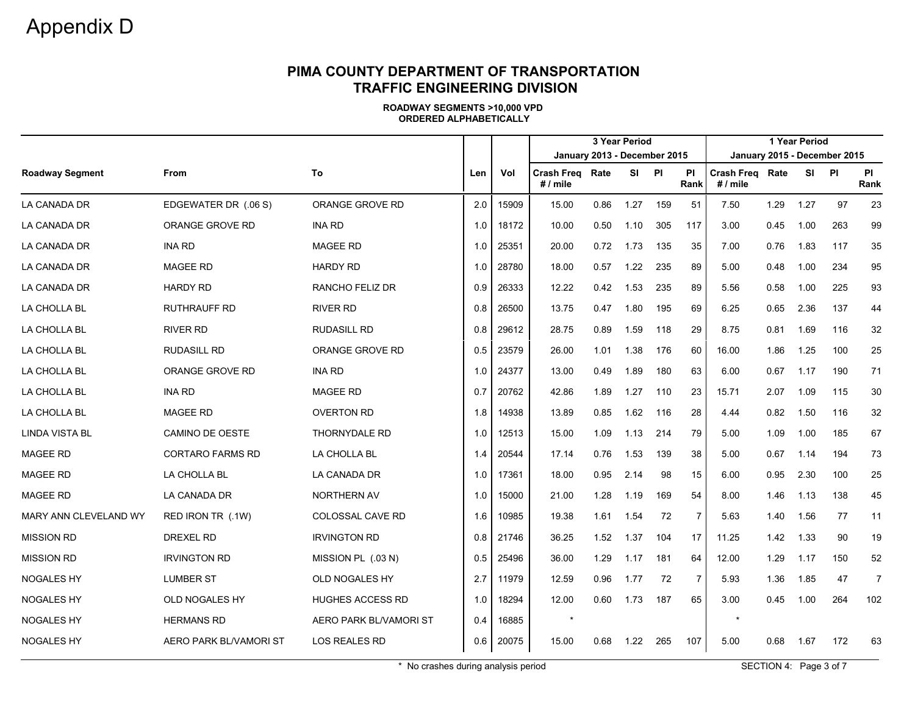# Appendix D

## PIMA COUNTY DEPARTMENT OF TRANSPORTATION
## TRAFFIC ENGINEERING DIVISION

**ROADWAY SEGMENTS >10,000 VPD**
**ORDERED ALPHABETICALLY**

| | | | | | 3 Year Period January 2013 - December 2015 | | | | | 1 Year Period January 2015 - December 2015 | | | | |
|---|---|---|---|---|---|---|---|---|---|---|---|---|---|---|
| **Roadway Segment** | **From** | **To** | **Len** | **Vol** | **Crash Freq # / mile** | **Rate** | **SI** | **PI** | **PI Rank** | **Crash Freq # / mile** | **Rate** | **SI** | **PI** | **PI Rank** |
| LA CANADA DR | EDGEWATER DR (.06 S) | ORANGE GROVE RD | 2.0 | 15909 | 15.00 | 0.86 | 1.27 | 159 | 51 | 7.50 | 1.29 | 1.27 | 97 | 23 |
| LA CANADA DR | ORANGE GROVE RD | INA RD | 1.0 | 18172 | 10.00 | 0.50 | 1.10 | 305 | 117 | 3.00 | 0.45 | 1.00 | 263 | 99 |
| LA CANADA DR | INA RD | MAGEE RD | 1.0 | 25351 | 20.00 | 0.72 | 1.73 | 135 | 35 | 7.00 | 0.76 | 1.83 | 117 | 35 |
| LA CANADA DR | MAGEE RD | HARDY RD | 1.0 | 28780 | 18.00 | 0.57 | 1.22 | 235 | 89 | 5.00 | 0.48 | 1.00 | 234 | 95 |
| LA CANADA DR | HARDY RD | RANCHO FELIZ DR | 0.9 | 26333 | 12.22 | 0.42 | 1.53 | 235 | 89 | 5.56 | 0.58 | 1.00 | 225 | 93 |
| LA CHOLLA BL | RUTHRAUFF RD | RIVER RD | 0.8 | 26500 | 13.75 | 0.47 | 1.80 | 195 | 69 | 6.25 | 0.65 | 2.36 | 137 | 44 |
| LA CHOLLA BL | RIVER RD | RUDASILL RD | 0.8 | 29612 | 28.75 | 0.89 | 1.59 | 118 | 29 | 8.75 | 0.81 | 1.69 | 116 | 32 |
| LA CHOLLA BL | RUDASILL RD | ORANGE GROVE RD | 0.5 | 23579 | 26.00 | 1.01 | 1.38 | 176 | 60 | 16.00 | 1.86 | 1.25 | 100 | 25 |
| LA CHOLLA BL | ORANGE GROVE RD | INA RD | 1.0 | 24377 | 13.00 | 0.49 | 1.89 | 180 | 63 | 6.00 | 0.67 | 1.17 | 190 | 71 |
| LA CHOLLA BL | INA RD | MAGEE RD | 0.7 | 20762 | 42.86 | 1.89 | 1.27 | 110 | 23 | 15.71 | 2.07 | 1.09 | 115 | 30 |
| LA CHOLLA BL | MAGEE RD | OVERTON RD | 1.8 | 14938 | 13.89 | 0.85 | 1.62 | 116 | 28 | 4.44 | 0.82 | 1.50 | 116 | 32 |
| LINDA VISTA BL | CAMINO DE OESTE | THORNYDALE RD | 1.0 | 12513 | 15.00 | 1.09 | 1.13 | 214 | 79 | 5.00 | 1.09 | 1.00 | 185 | 67 |
| MAGEE RD | CORTARO FARMS RD | LA CHOLLA BL | 1.4 | 20544 | 17.14 | 0.76 | 1.53 | 139 | 38 | 5.00 | 0.67 | 1.14 | 194 | 73 |
| MAGEE RD | LA CHOLLA BL | LA CANADA DR | 1.0 | 17361 | 18.00 | 0.95 | 2.14 | 98 | 15 | 6.00 | 0.95 | 2.30 | 100 | 25 |
| MAGEE RD | LA CANADA DR | NORTHERN AV | 1.0 | 15000 | 21.00 | 1.28 | 1.19 | 169 | 54 | 8.00 | 1.46 | 1.13 | 138 | 45 |
| MARY ANN CLEVELAND WY | RED IRON TR (.1W) | COLOSSAL CAVE RD | 1.6 | 10985 | 19.38 | 1.61 | 1.54 | 72 | 7 | 5.63 | 1.40 | 1.56 | 77 | 11 |
| MISSION RD | DREXEL RD | IRVINGTON RD | 0.8 | 21746 | 36.25 | 1.52 | 1.37 | 104 | 17 | 11.25 | 1.42 | 1.33 | 90 | 19 |
| MISSION RD | IRVINGTON RD | MISSION PL (.03 N) | 0.5 | 25496 | 36.00 | 1.29 | 1.17 | 181 | 64 | 12.00 | 1.29 | 1.17 | 150 | 52 |
| NOGALES HY | LUMBER ST | OLD NOGALES HY | 2.7 | 11979 | 12.59 | 0.96 | 1.77 | 72 | 7 | 5.93 | 1.36 | 1.85 | 47 | 7 |
| NOGALES HY | OLD NOGALES HY | HUGHES ACCESS RD | 1.0 | 18294 | 12.00 | 0.60 | 1.73 | 187 | 65 | 3.00 | 0.45 | 1.00 | 264 | 102 |
| NOGALES HY | HERMANS RD | AERO PARK BL/VAMORI ST | 0.4 | 16885 | * | | | | | * | | | | |
| NOGALES HY | AERO PARK BL/VAMORI ST | LOS REALES RD | 0.6 | 20075 | 15.00 | 0.68 | 1.22 | 265 | 107 | 5.00 | 0.68 | 1.67 | 172 | 63 |

\* No crashes during analysis period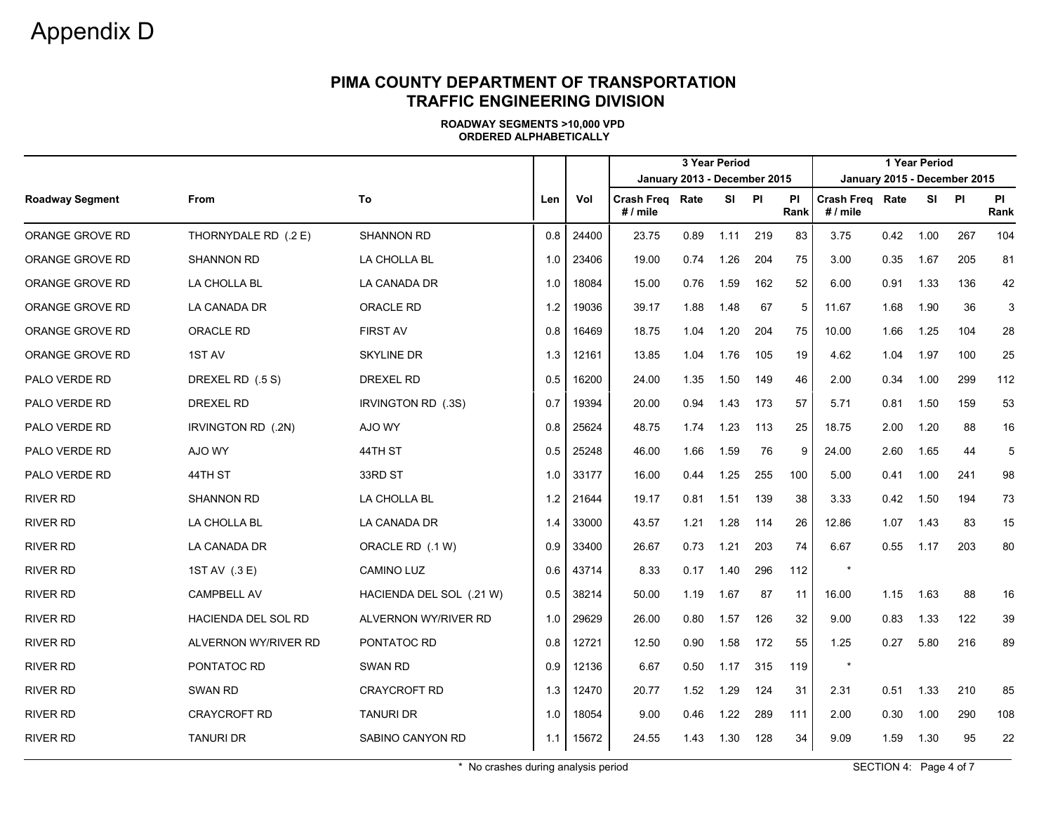# Appendix D

## PIMA COUNTY DEPARTMENT OF TRANSPORTATION
## TRAFFIC ENGINEERING DIVISION

**ROADWAY SEGMENTS >10,000 VPD**
**ORDERED ALPHABETICALLY**

| | | | | | 3 Year Period January 2013 - December 2015 | | | | | 1 Year Period January 2015 - December 2015 | | | | |
|---|---|---|---|---|---|---|---|---|---|---|---|---|---|---|
| **Roadway Segment** | **From** | **To** | **Len** | **Vol** | **Crash Freq # / mile** | **Rate** | **SI** | **PI** | **PI Rank** | **Crash Freq # / mile** | **Rate** | **SI** | **PI** | **PI Rank** |
| ORANGE GROVE RD | THORNYDALE RD (.2 E) | SHANNON RD | 0.8 | 24400 | 23.75 | 0.89 | 1.11 | 219 | 83 | 3.75 | 0.42 | 1.00 | 267 | 104 |
| ORANGE GROVE RD | SHANNON RD | LA CHOLLA BL | 1.0 | 23406 | 19.00 | 0.74 | 1.26 | 204 | 75 | 3.00 | 0.35 | 1.67 | 205 | 81 |
| ORANGE GROVE RD | LA CHOLLA BL | LA CANADA DR | 1.0 | 18084 | 15.00 | 0.76 | 1.59 | 162 | 52 | 6.00 | 0.91 | 1.33 | 136 | 42 |
| ORANGE GROVE RD | LA CANADA DR | ORACLE RD | 1.2 | 19036 | 39.17 | 1.88 | 1.48 | 67 | 5 | 11.67 | 1.68 | 1.90 | 36 | 3 |
| ORANGE GROVE RD | ORACLE RD | FIRST AV | 0.8 | 16469 | 18.75 | 1.04 | 1.20 | 204 | 75 | 10.00 | 1.66 | 1.25 | 104 | 28 |
| ORANGE GROVE RD | 1ST AV | SKYLINE DR | 1.3 | 12161 | 13.85 | 1.04 | 1.76 | 105 | 19 | 4.62 | 1.04 | 1.97 | 100 | 25 |
| PALO VERDE RD | DREXEL RD (.5 S) | DREXEL RD | 0.5 | 16200 | 24.00 | 1.35 | 1.50 | 149 | 46 | 2.00 | 0.34 | 1.00 | 299 | 112 |
| PALO VERDE RD | DREXEL RD | IRVINGTON RD (.3S) | 0.7 | 19394 | 20.00 | 0.94 | 1.43 | 173 | 57 | 5.71 | 0.81 | 1.50 | 159 | 53 |
| PALO VERDE RD | IRVINGTON RD (.2N) | AJO WY | 0.8 | 25624 | 48.75 | 1.74 | 1.23 | 113 | 25 | 18.75 | 2.00 | 1.20 | 88 | 16 |
| PALO VERDE RD | AJO WY | 44TH ST | 0.5 | 25248 | 46.00 | 1.66 | 1.59 | 76 | 9 | 24.00 | 2.60 | 1.65 | 44 | 5 |
| PALO VERDE RD | 44TH ST | 33RD ST | 1.0 | 33177 | 16.00 | 0.44 | 1.25 | 255 | 100 | 5.00 | 0.41 | 1.00 | 241 | 98 |
| RIVER RD | SHANNON RD | LA CHOLLA BL | 1.2 | 21644 | 19.17 | 0.81 | 1.51 | 139 | 38 | 3.33 | 0.42 | 1.50 | 194 | 73 |
| RIVER RD | LA CHOLLA BL | LA CANADA DR | 1.4 | 33000 | 43.57 | 1.21 | 1.28 | 114 | 26 | 12.86 | 1.07 | 1.43 | 83 | 15 |
| RIVER RD | LA CANADA DR | ORACLE RD (.1 W) | 0.9 | 33400 | 26.67 | 0.73 | 1.21 | 203 | 74 | 6.67 | 0.55 | 1.17 | 203 | 80 |
| RIVER RD | 1ST AV (.3 E) | CAMINO LUZ | 0.6 | 43714 | 8.33 | 0.17 | 1.40 | 296 | 112 | * | | | | |
| RIVER RD | CAMPBELL AV | HACIENDA DEL SOL (.21 W) | 0.5 | 38214 | 50.00 | 1.19 | 1.67 | 87 | 11 | 16.00 | 1.15 | 1.63 | 88 | 16 |
| RIVER RD | HACIENDA DEL SOL RD | ALVERNON WY/RIVER RD | 1.0 | 29629 | 26.00 | 0.80 | 1.57 | 126 | 32 | 9.00 | 0.83 | 1.33 | 122 | 39 |
| RIVER RD | ALVERNON WY/RIVER RD | PONTATOC RD | 0.8 | 12721 | 12.50 | 0.90 | 1.58 | 172 | 55 | 1.25 | 0.27 | 5.80 | 216 | 89 |
| RIVER RD | PONTATOC RD | SWAN RD | 0.9 | 12136 | 6.67 | 0.50 | 1.17 | 315 | 119 | * | | | | |
| RIVER RD | SWAN RD | CRAYCROFT RD | 1.3 | 12470 | 20.77 | 1.52 | 1.29 | 124 | 31 | 2.31 | 0.51 | 1.33 | 210 | 85 |
| RIVER RD | CRAYCROFT RD | TANURI DR | 1.0 | 18054 | 9.00 | 0.46 | 1.22 | 289 | 111 | 2.00 | 0.30 | 1.00 | 290 | 108 |
| RIVER RD | TANURI DR | SABINO CANYON RD | 1.1 | 15672 | 24.55 | 1.43 | 1.30 | 128 | 34 | 9.09 | 1.59 | 1.30 | 95 | 22 |

\* No crashes during analysis period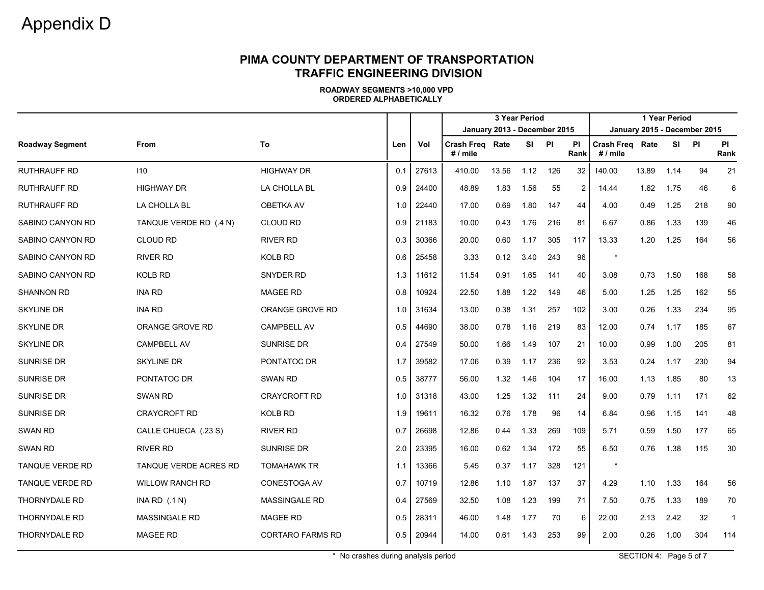# Appendix D

## PIMA COUNTY DEPARTMENT OF TRANSPORTATION
## TRAFFIC ENGINEERING DIVISION

**ROADWAY SEGMENTS >10,000 VPD**
**ORDERED ALPHABETICALLY**

| | | | | | 3 Year Period January 2013 - December 2015 | | | | | 1 Year Period January 2015 - December 2015 | | | | |
|---|---|---|---|---|---|---|---|---|---|---|---|---|---|---|
| **Roadway Segment** | **From** | **To** | **Len** | **Vol** | **Crash Freq # / mile** | **Rate** | **SI** | **PI** | **PI Rank** | **Crash Freq # / mile** | **Rate** | **SI** | **PI** | **PI Rank** |
| RUTHRAUFF RD | I10 | HIGHWAY DR | 0.1 | 27613 | 410.00 | 13.56 | 1.12 | 126 | 32 | 140.00 | 13.89 | 1.14 | 94 | 21 |
| RUTHRAUFF RD | HIGHWAY DR | LA CHOLLA BL | 0.9 | 24400 | 48.89 | 1.83 | 1.56 | 55 | 2 | 14.44 | 1.62 | 1.75 | 46 | 6 |
| RUTHRAUFF RD | LA CHOLLA BL | OBETKA AV | 1.0 | 22440 | 17.00 | 0.69 | 1.80 | 147 | 44 | 4.00 | 0.49 | 1.25 | 218 | 90 |
| SABINO CANYON RD | TANQUE VERDE RD (.4 N) | CLOUD RD | 0.9 | 21183 | 10.00 | 0.43 | 1.76 | 216 | 81 | 6.67 | 0.86 | 1.33 | 139 | 46 |
| SABINO CANYON RD | CLOUD RD | RIVER RD | 0.3 | 30366 | 20.00 | 0.60 | 1.17 | 305 | 117 | 13.33 | 1.20 | 1.25 | 164 | 56 |
| SABINO CANYON RD | RIVER RD | KOLB RD | 0.6 | 25458 | 3.33 | 0.12 | 3.40 | 243 | 96 | * | | | | |
| SABINO CANYON RD | KOLB RD | SNYDER RD | 1.3 | 11612 | 11.54 | 0.91 | 1.65 | 141 | 40 | 3.08 | 0.73 | 1.50 | 168 | 58 |
| SHANNON RD | INA RD | MAGEE RD | 0.8 | 10924 | 22.50 | 1.88 | 1.22 | 149 | 46 | 5.00 | 1.25 | 1.25 | 162 | 55 |
| SKYLINE DR | INA RD | ORANGE GROVE RD | 1.0 | 31634 | 13.00 | 0.38 | 1.31 | 257 | 102 | 3.00 | 0.26 | 1.33 | 234 | 95 |
| SKYLINE DR | ORANGE GROVE RD | CAMPBELL AV | 0.5 | 44690 | 38.00 | 0.78 | 1.16 | 219 | 83 | 12.00 | 0.74 | 1.17 | 185 | 67 |
| SKYLINE DR | CAMPBELL AV | SUNRISE DR | 0.4 | 27549 | 50.00 | 1.66 | 1.49 | 107 | 21 | 10.00 | 0.99 | 1.00 | 205 | 81 |
| SUNRISE DR | SKYLINE DR | PONTATOC DR | 1.7 | 39582 | 17.06 | 0.39 | 1.17 | 236 | 92 | 3.53 | 0.24 | 1.17 | 230 | 94 |
| SUNRISE DR | PONTATOC DR | SWAN RD | 0.5 | 38777 | 56.00 | 1.32 | 1.46 | 104 | 17 | 16.00 | 1.13 | 1.85 | 80 | 13 |
| SUNRISE DR | SWAN RD | CRAYCROFT RD | 1.0 | 31318 | 43.00 | 1.25 | 1.32 | 111 | 24 | 9.00 | 0.79 | 1.11 | 171 | 62 |
| SUNRISE DR | CRAYCROFT RD | KOLB RD | 1.9 | 19611 | 16.32 | 0.76 | 1.78 | 96 | 14 | 6.84 | 0.96 | 1.15 | 141 | 48 |
| SWAN RD | CALLE CHUECA (.23 S) | RIVER RD | 0.7 | 26698 | 12.86 | 0.44 | 1.33 | 269 | 109 | 5.71 | 0.59 | 1.50 | 177 | 65 |
| SWAN RD | RIVER RD | SUNRISE DR | 2.0 | 23395 | 16.00 | 0.62 | 1.34 | 172 | 55 | 6.50 | 0.76 | 1.38 | 115 | 30 |
| TANQUE VERDE RD | TANQUE VERDE ACRES RD | TOMAHAWK TR | 1.1 | 13366 | 5.45 | 0.37 | 1.17 | 328 | 121 | * | | | | |
| TANQUE VERDE RD | WILLOW RANCH RD | CONESTOGA AV | 0.7 | 10719 | 12.86 | 1.10 | 1.87 | 137 | 37 | 4.29 | 1.10 | 1.33 | 164 | 56 |
| THORNYDALE RD | INA RD (.1 N) | MASSINGALE RD | 0.4 | 27569 | 32.50 | 1.08 | 1.23 | 199 | 71 | 7.50 | 0.75 | 1.33 | 189 | 70 |
| THORNYDALE RD | MASSINGALE RD | MAGEE RD | 0.5 | 28311 | 46.00 | 1.48 | 1.77 | 70 | 6 | 22.00 | 2.13 | 2.42 | 32 | 1 |
| THORNYDALE RD | MAGEE RD | CORTARO FARMS RD | 0.5 | 20944 | 14.00 | 0.61 | 1.43 | 253 | 99 | 2.00 | 0.26 | 1.00 | 304 | 114 |

\* No crashes during analysis period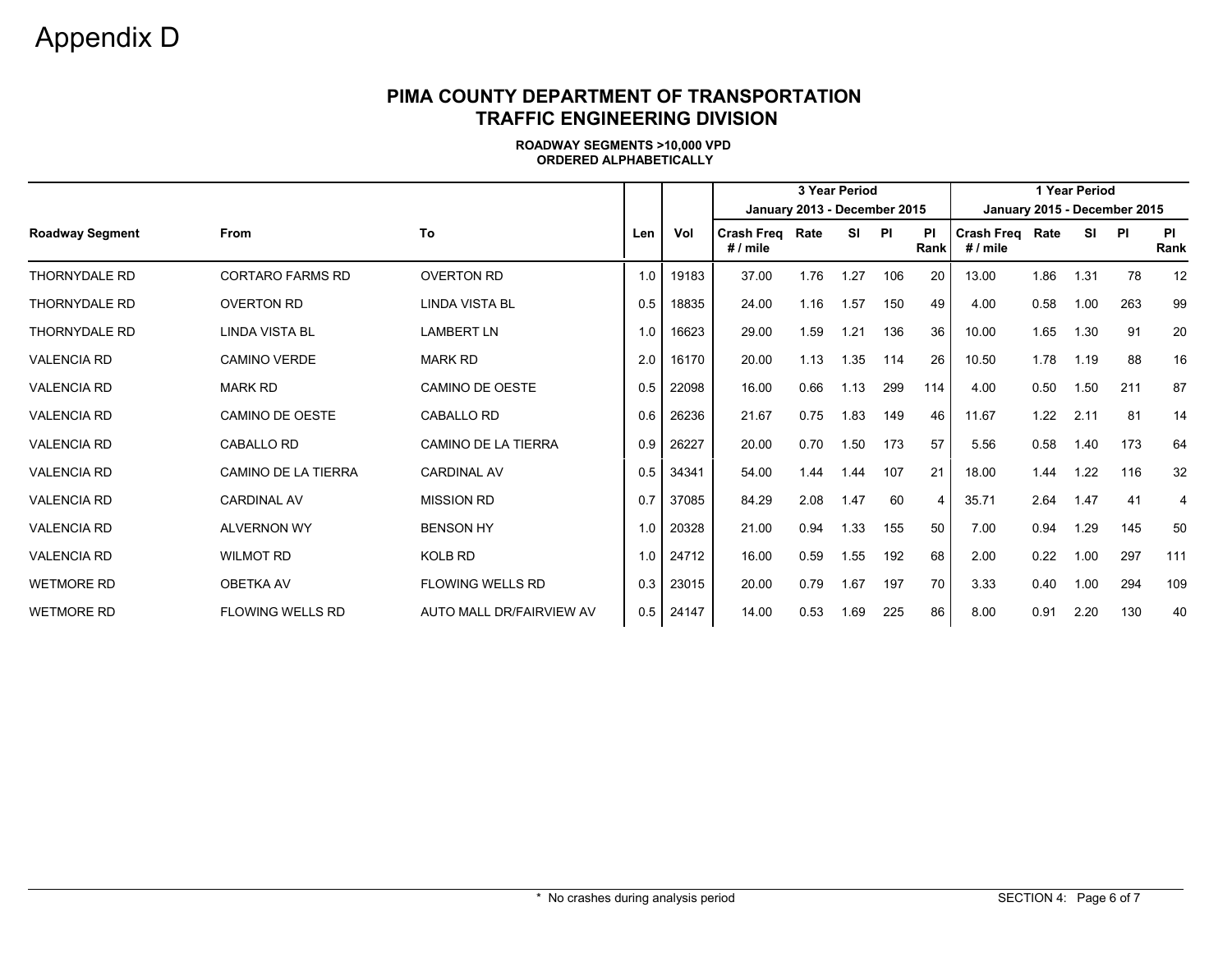# Appendix D

## PIMA COUNTY DEPARTMENT OF TRANSPORTATION
## TRAFFIC ENGINEERING DIVISION

**ROADWAY SEGMENTS >10,000 VPD**
**ORDERED ALPHABETICALLY**

| | | | | | 3 Year Period January 2013 - December 2015 | | | | | 1 Year Period January 2015 - December 2015 | | | | |
|---|---|---|---|---|---|---|---|---|---|---|---|---|---|---|
| **Roadway Segment** | **From** | **To** | **Len** | **Vol** | **Crash Freq # / mile** | **Rate** | **SI** | **PI** | **PI Rank** | **Crash Freq # / mile** | **Rate** | **SI** | **PI** | **PI Rank** |
| THORNYDALE RD | CORTARO FARMS RD | OVERTON RD | 1.0 | 19183 | 37.00 | 1.76 | 1.27 | 106 | 20 | 13.00 | 1.86 | 1.31 | 78 | 12 |
| THORNYDALE RD | OVERTON RD | LINDA VISTA BL | 0.5 | 18835 | 24.00 | 1.16 | 1.57 | 150 | 49 | 4.00 | 0.58 | 1.00 | 263 | 99 |
| THORNYDALE RD | LINDA VISTA BL | LAMBERT LN | 1.0 | 16623 | 29.00 | 1.59 | 1.21 | 136 | 36 | 10.00 | 1.65 | 1.30 | 91 | 20 |
| VALENCIA RD | CAMINO VERDE | MARK RD | 2.0 | 16170 | 20.00 | 1.13 | 1.35 | 114 | 26 | 10.50 | 1.78 | 1.19 | 88 | 16 |
| VALENCIA RD | MARK RD | CAMINO DE OESTE | 0.5 | 22098 | 16.00 | 0.66 | 1.13 | 299 | 114 | 4.00 | 0.50 | 1.50 | 211 | 87 |
| VALENCIA RD | CAMINO DE OESTE | CABALLO RD | 0.6 | 26236 | 21.67 | 0.75 | 1.83 | 149 | 46 | 11.67 | 1.22 | 2.11 | 81 | 14 |
| VALENCIA RD | CABALLO RD | CAMINO DE LA TIERRA | 0.9 | 26227 | 20.00 | 0.70 | 1.50 | 173 | 57 | 5.56 | 0.58 | 1.40 | 173 | 64 |
| VALENCIA RD | CAMINO DE LA TIERRA | CARDINAL AV | 0.5 | 34341 | 54.00 | 1.44 | 1.44 | 107 | 21 | 18.00 | 1.44 | 1.22 | 116 | 32 |
| VALENCIA RD | CARDINAL AV | MISSION RD | 0.7 | 37085 | 84.29 | 2.08 | 1.47 | 60 | 4 | 35.71 | 2.64 | 1.47 | 41 | 4 |
| VALENCIA RD | ALVERNON WY | BENSON HY | 1.0 | 20328 | 21.00 | 0.94 | 1.33 | 155 | 50 | 7.00 | 0.94 | 1.29 | 145 | 50 |
| VALENCIA RD | WILMOT RD | KOLB RD | 1.0 | 24712 | 16.00 | 0.59 | 1.55 | 192 | 68 | 2.00 | 0.22 | 1.00 | 297 | 111 |
| WETMORE RD | OBETKA AV | FLOWING WELLS RD | 0.3 | 23015 | 20.00 | 0.79 | 1.67 | 197 | 70 | 3.33 | 0.40 | 1.00 | 294 | 109 |
| WETMORE RD | FLOWING WELLS RD | AUTO MALL DR/FAIRVIEW AV | 0.5 | 24147 | 14.00 | 0.53 | 1.69 | 225 | 86 | 8.00 | 0.91 | 2.20 | 130 | 40 |

* No crashes during analysis period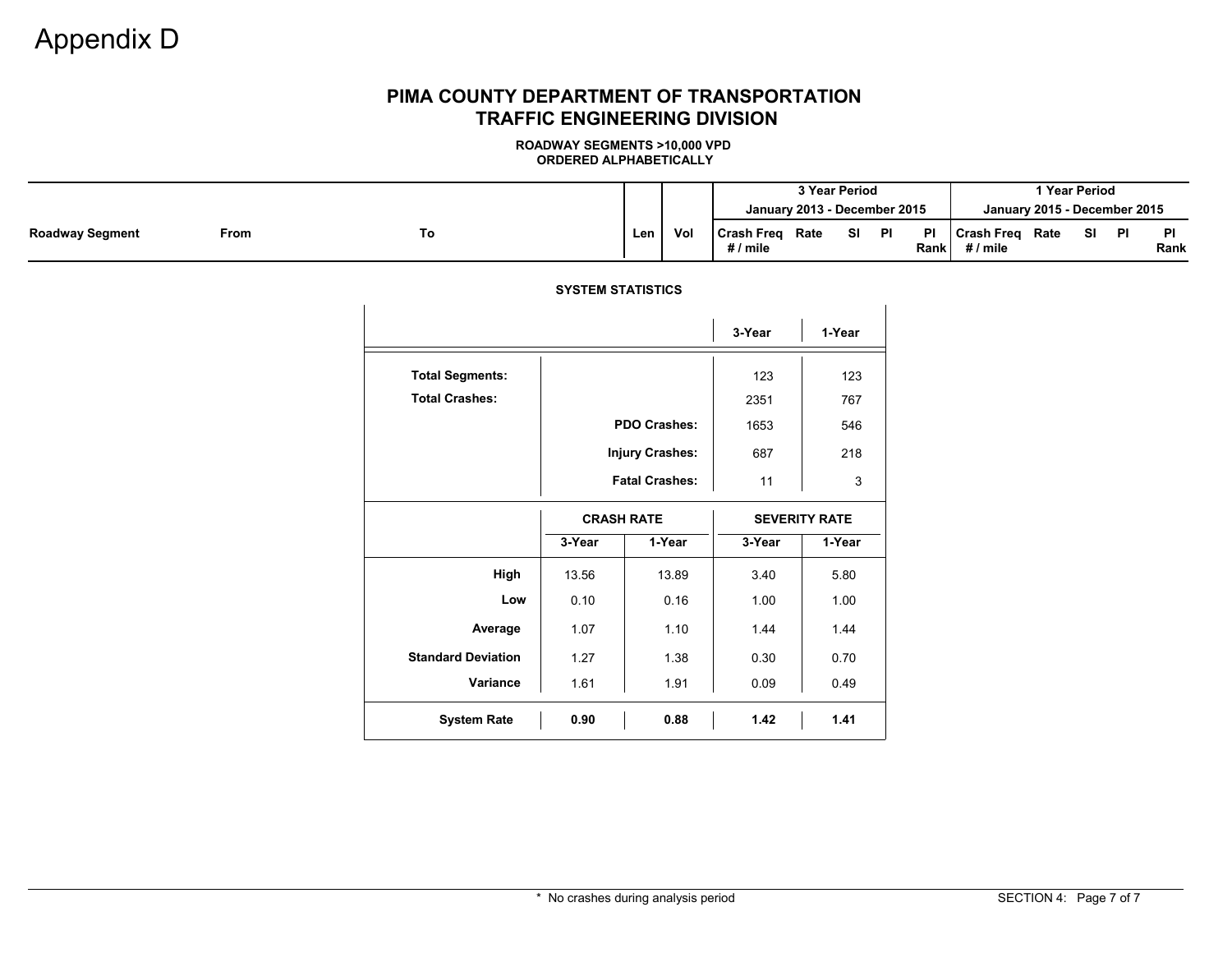Appendix D

## PIMA COUNTY DEPARTMENT OF TRANSPORTATION
## TRAFFIC ENGINEERING DIVISION

**ROADWAY SEGMENTS >10,000 VPD**
**ORDERED ALPHABETICALLY**

| | | | | | 3 Year Period January 2013 - December 2015 | | | | | 1 Year Period January 2015 - December 2015 | | | | |
|---|---|---|---|---|---|---|---|---|---|---|---|---|---|---|
| Roadway Segment | From | To | Len | Vol | Crash Freq # / mile | Rate | SI | PI | PI Rank | Crash Freq # / mile | Rate | SI | PI | PI Rank |

### SYSTEM STATISTICS

| | | | 3-Year | 1-Year |
|---|---|---|---|---|
| **Total Segments:** | | | 123 | 123 |
| **Total Crashes:** | | | 2351 | 767 |
| | **PDO Crashes:** | | 1653 | 546 |
| | **Injury Crashes:** | | 687 | 218 |
| | **Fatal Crashes:** | | 11 | 3 |

| | CRASH RATE | | SEVERITY RATE | |
|---|---|---|---|---|
| | 3-Year | 1-Year | 3-Year | 1-Year |
| **High** | 13.56 | 13.89 | 3.40 | 5.80 |
| **Low** | 0.10 | 0.16 | 1.00 | 1.00 |
| **Average** | 1.07 | 1.10 | 1.44 | 1.44 |
| **Standard Deviation** | 1.27 | 1.38 | 0.30 | 0.70 |
| **Variance** | 1.61 | 1.91 | 0.09 | 0.49 |
| **System Rate** | **0.90** | **0.88** | **1.42** | **1.41** |

\* No crashes during analysis period